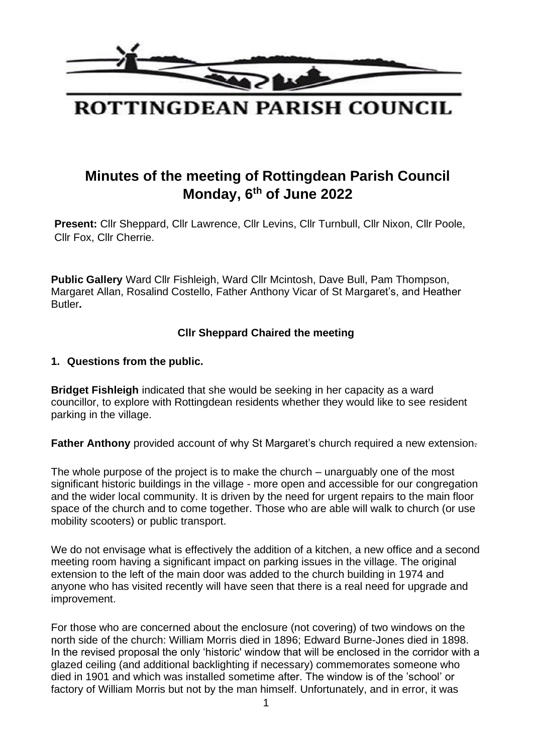# ROTTINGDEAN PARISH COUNCIL

## Minutes of the meeting of Rottingdean Parish Council
## Monday, 6th of June 2022

**Present:** Cllr Sheppard, Cllr Lawrence, Cllr Levins, Cllr Turnbull, Cllr Nixon, Cllr Poole, Cllr Fox, Cllr Cherrie.

**Public Gallery** Ward Cllr Fishleigh, Ward Cllr Mcintosh, Dave Bull, Pam Thompson, Margaret Allan, Rosalind Costello, Father Anthony Vicar of St Margaret's, and Heather Butler**.**

**Cllr Sheppard Chaired the meeting**

### 1. Questions from the public.

**Bridget Fishleigh** indicated that she would be seeking in her capacity as a ward councillor, to explore with Rottingdean residents whether they would like to see resident parking in the village.

**Father Anthony** provided account of why St Margaret's church required a new extension.

The whole purpose of the project is to make the church – unarguably one of the most significant historic buildings in the village - more open and accessible for our congregation and the wider local community. It is driven by the need for urgent repairs to the main floor space of the church and to come together. Those who are able will walk to church (or use mobility scooters) or public transport.

We do not envisage what is effectively the addition of a kitchen, a new office and a second meeting room having a significant impact on parking issues in the village. The original extension to the left of the main door was added to the church building in 1974 and anyone who has visited recently will have seen that there is a real need for upgrade and improvement.

For those who are concerned about the enclosure (not covering) of two windows on the north side of the church: William Morris died in 1896; Edward Burne-Jones died in 1898. In the revised proposal the only 'historic' window that will be enclosed in the corridor with a glazed ceiling (and additional backlighting if necessary) commemorates someone who died in 1901 and which was installed sometime after. The window is of the 'school' or factory of William Morris but not by the man himself. Unfortunately, and in error, it was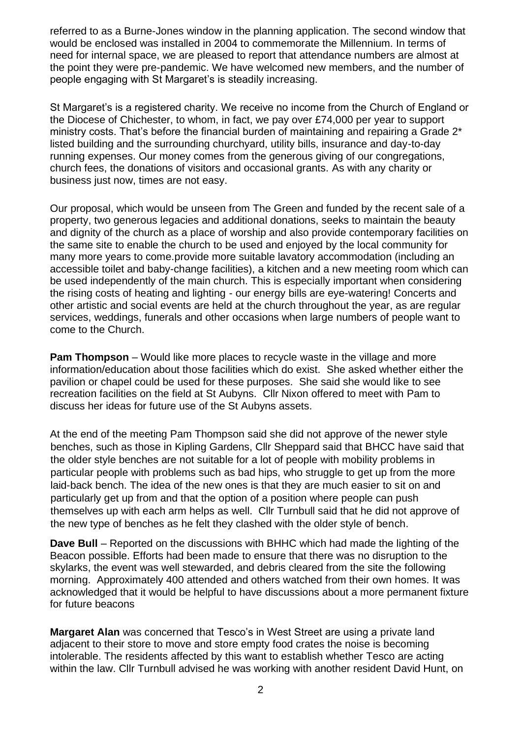referred to as a Burne-Jones window in the planning application. The second window that would be enclosed was installed in 2004 to commemorate the Millennium. In terms of need for internal space, we are pleased to report that attendance numbers are almost at the point they were pre-pandemic. We have welcomed new members, and the number of people engaging with St Margaret's is steadily increasing.

St Margaret's is a registered charity. We receive no income from the Church of England or the Diocese of Chichester, to whom, in fact, we pay over £74,000 per year to support ministry costs. That's before the financial burden of maintaining and repairing a Grade 2* listed building and the surrounding churchyard, utility bills, insurance and day-to-day running expenses. Our money comes from the generous giving of our congregations, church fees, the donations of visitors and occasional grants. As with any charity or business just now, times are not easy.

Our proposal, which would be unseen from The Green and funded by the recent sale of a property, two generous legacies and additional donations, seeks to maintain the beauty and dignity of the church as a place of worship and also provide contemporary facilities on the same site to enable the church to be used and enjoyed by the local community for many more years to come.provide more suitable lavatory accommodation (including an accessible toilet and baby-change facilities), a kitchen and a new meeting room which can be used independently of the main church. This is especially important when considering the rising costs of heating and lighting - our energy bills are eye-watering! Concerts and other artistic and social events are held at the church throughout the year, as are regular services, weddings, funerals and other occasions when large numbers of people want to come to the Church.

**Pam Thompson** – Would like more places to recycle waste in the village and more information/education about those facilities which do exist. She asked whether either the pavilion or chapel could be used for these purposes. She said she would like to see recreation facilities on the field at St Aubyns. Cllr Nixon offered to meet with Pam to discuss her ideas for future use of the St Aubyns assets.

At the end of the meeting Pam Thompson said she did not approve of the newer style benches, such as those in Kipling Gardens, Cllr Sheppard said that BHCC have said that the older style benches are not suitable for a lot of people with mobility problems in particular people with problems such as bad hips, who struggle to get up from the more laid-back bench. The idea of the new ones is that they are much easier to sit on and particularly get up from and that the option of a position where people can push themselves up with each arm helps as well. Cllr Turnbull said that he did not approve of the new type of benches as he felt they clashed with the older style of bench.

**Dave Bull** – Reported on the discussions with BHHC which had made the lighting of the Beacon possible. Efforts had been made to ensure that there was no disruption to the skylarks, the event was well stewarded, and debris cleared from the site the following morning. Approximately 400 attended and others watched from their own homes. It was acknowledged that it would be helpful to have discussions about a more permanent fixture for future beacons

**Margaret Alan** was concerned that Tesco's in West Street are using a private land adjacent to their store to move and store empty food crates the noise is becoming intolerable. The residents affected by this want to establish whether Tesco are acting within the law. Cllr Turnbull advised he was working with another resident David Hunt, on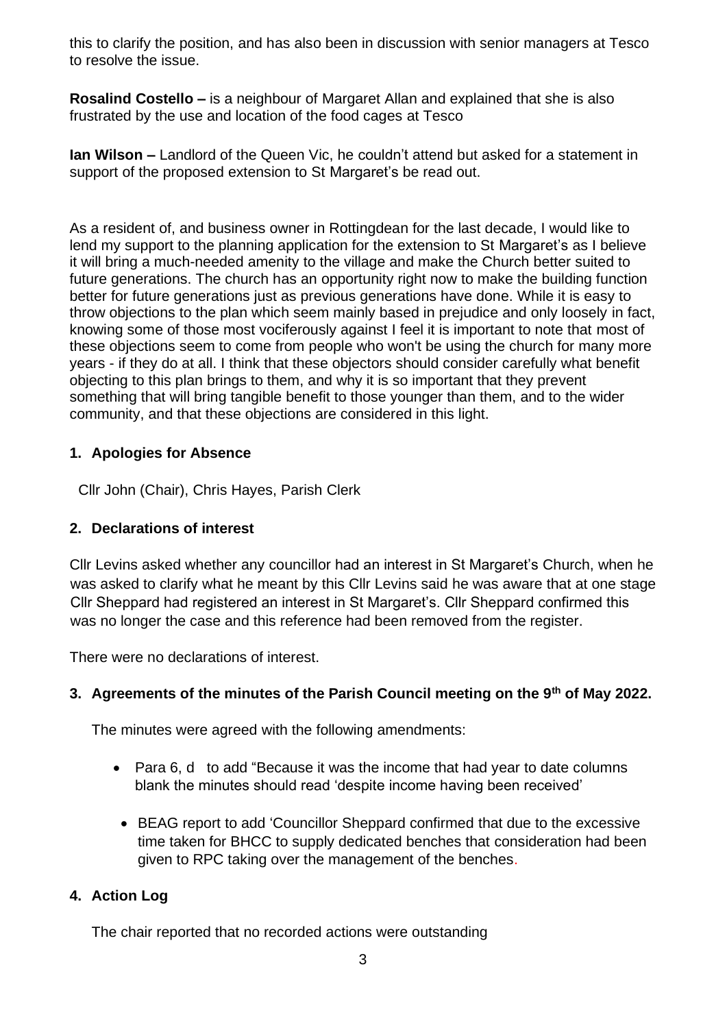this to clarify the position, and has also been in discussion with senior managers at Tesco to resolve the issue.

**Rosalind Costello –** is a neighbour of Margaret Allan and explained that she is also frustrated by the use and location of the food cages at Tesco

**Ian Wilson –** Landlord of the Queen Vic, he couldn't attend but asked for a statement in support of the proposed extension to St Margaret's be read out.

As a resident of, and business owner in Rottingdean for the last decade, I would like to lend my support to the planning application for the extension to St Margaret's as I believe it will bring a much-needed amenity to the village and make the Church better suited to future generations. The church has an opportunity right now to make the building function better for future generations just as previous generations have done. While it is easy to throw objections to the plan which seem mainly based in prejudice and only loosely in fact, knowing some of those most vociferously against I feel it is important to note that most of these objections seem to come from people who won't be using the church for many more years - if they do at all. I think that these objectors should consider carefully what benefit objecting to this plan brings to them, and why it is so important that they prevent something that will bring tangible benefit to those younger than them, and to the wider community, and that these objections are considered in this light.

## 1. Apologies for Absence

Cllr John (Chair), Chris Hayes, Parish Clerk

## 2. Declarations of interest

Cllr Levins asked whether any councillor had an interest in St Margaret's Church, when he was asked to clarify what he meant by this Cllr Levins said he was aware that at one stage Cllr Sheppard had registered an interest in St Margaret's. Cllr Sheppard confirmed this was no longer the case and this reference had been removed from the register.

There were no declarations of interest.

## 3. Agreements of the minutes of the Parish Council meeting on the 9th of May 2022.

The minutes were agreed with the following amendments:

- Para 6, d to add "Because it was the income that had year to date columns blank the minutes should read 'despite income having been received'
- BEAG report to add 'Councillor Sheppard confirmed that due to the excessive time taken for BHCC to supply dedicated benches that consideration had been given to RPC taking over the management of the benches.

## 4. Action Log

The chair reported that no recorded actions were outstanding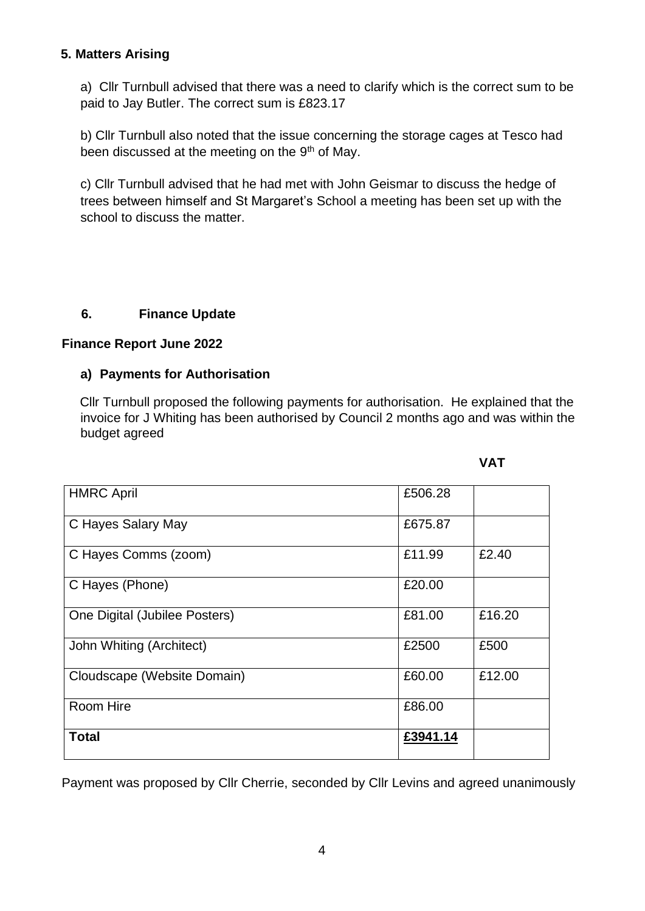### 5. Matters Arising

a) Cllr Turnbull advised that there was a need to clarify which is the correct sum to be paid to Jay Butler. The correct sum is £823.17

b) Cllr Turnbull also noted that the issue concerning the storage cages at Tesco had been discussed at the meeting on the 9th of May.

c) Cllr Turnbull advised that he had met with John Geismar to discuss the hedge of trees between himself and St Margaret's School a meeting has been set up with the school to discuss the matter.

### 6. Finance Update

**Finance Report June 2022**

**a) Payments for Authorisation**

Cllr Turnbull proposed the following payments for authorisation. He explained that the invoice for J Whiting has been authorised by Council 2 months ago and was within the budget agreed

| | | **VAT** |
|---|---|---|
| HMRC April | £506.28 | |
| C Hayes Salary May | £675.87 | |
| C Hayes Comms (zoom) | £11.99 | £2.40 |
| C Hayes (Phone) | £20.00 | |
| One Digital (Jubilee Posters) | £81.00 | £16.20 |
| John Whiting (Architect) | £2500 | £500 |
| Cloudscape (Website Domain) | £60.00 | £12.00 |
| Room Hire | £86.00 | |
| **Total** | **£3941.14** | |

Payment was proposed by Cllr Cherrie, seconded by Cllr Levins and agreed unanimously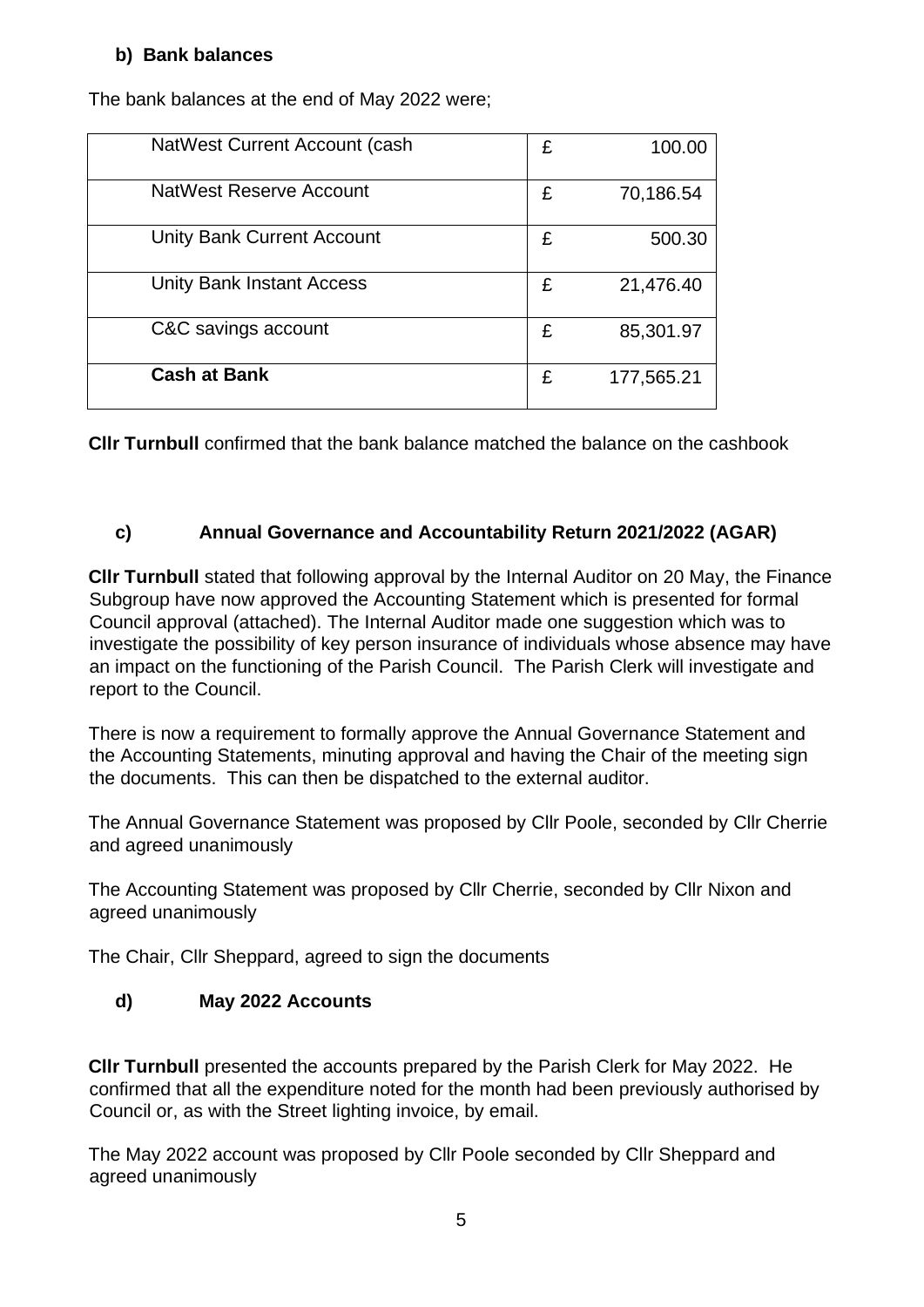#### b) Bank balances

The bank balances at the end of May 2022 were;

| | | |
|---|---|---|
| NatWest Current Account (cash | £ | 100.00 |
| NatWest Reserve Account | £ | 70,186.54 |
| Unity Bank Current Account | £ | 500.30 |
| Unity Bank Instant Access | £ | 21,476.40 |
| C&C savings account | £ | 85,301.97 |
| **Cash at Bank** | £ | 177,565.21 |

**Cllr Turnbull** confirmed that the bank balance matched the balance on the cashbook

#### c) Annual Governance and Accountability Return 2021/2022 (AGAR)

**Cllr Turnbull** stated that following approval by the Internal Auditor on 20 May, the Finance Subgroup have now approved the Accounting Statement which is presented for formal Council approval (attached). The Internal Auditor made one suggestion which was to investigate the possibility of key person insurance of individuals whose absence may have an impact on the functioning of the Parish Council. The Parish Clerk will investigate and report to the Council.

There is now a requirement to formally approve the Annual Governance Statement and the Accounting Statements, minuting approval and having the Chair of the meeting sign the documents. This can then be dispatched to the external auditor.

The Annual Governance Statement was proposed by Cllr Poole, seconded by Cllr Cherrie and agreed unanimously

The Accounting Statement was proposed by Cllr Cherrie, seconded by Cllr Nixon and agreed unanimously

The Chair, Cllr Sheppard, agreed to sign the documents

#### d) May 2022 Accounts

**Cllr Turnbull** presented the accounts prepared by the Parish Clerk for May 2022. He confirmed that all the expenditure noted for the month had been previously authorised by Council or, as with the Street lighting invoice, by email.

The May 2022 account was proposed by Cllr Poole seconded by Cllr Sheppard and agreed unanimously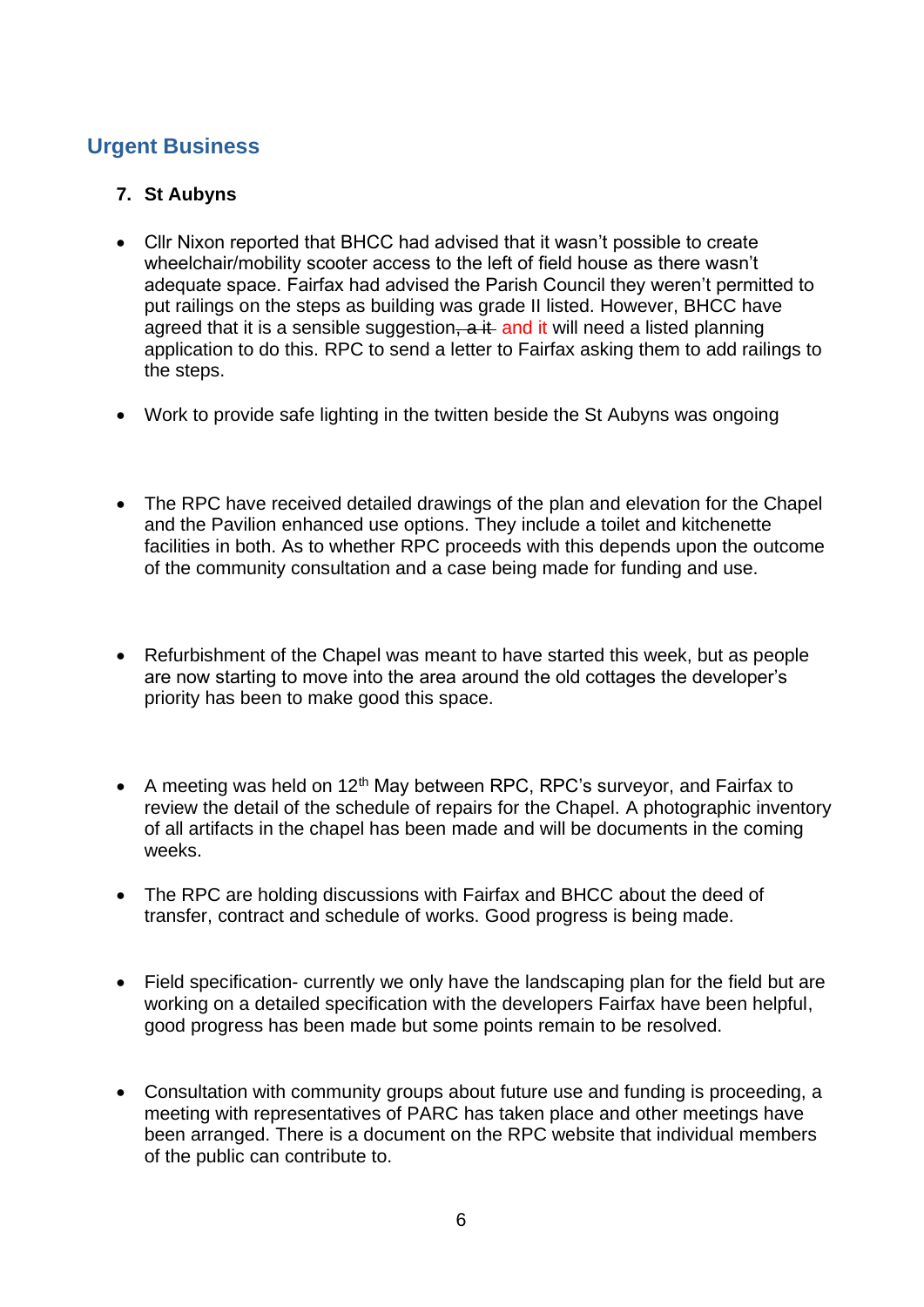## Urgent Business

**7. St Aubyns**

- Cllr Nixon reported that BHCC had advised that it wasn't possible to create wheelchair/mobility scooter access to the left of field house as there wasn't adequate space. Fairfax had advised the Parish Council they weren't permitted to put railings on the steps as building was grade II listed. However, BHCC have agreed that it is a sensible suggestion~~, a it~~ and it will need a listed planning application to do this. RPC to send a letter to Fairfax asking them to add railings to the steps.

- Work to provide safe lighting in the twitten beside the St Aubyns was ongoing

- The RPC have received detailed drawings of the plan and elevation for the Chapel and the Pavilion enhanced use options. They include a toilet and kitchenette facilities in both. As to whether RPC proceeds with this depends upon the outcome of the community consultation and a case being made for funding and use.

- Refurbishment of the Chapel was meant to have started this week, but as people are now starting to move into the area around the old cottages the developer's priority has been to make good this space.

- A meeting was held on 12th May between RPC, RPC's surveyor, and Fairfax to review the detail of the schedule of repairs for the Chapel. A photographic inventory of all artifacts in the chapel has been made and will be documents in the coming weeks.

- The RPC are holding discussions with Fairfax and BHCC about the deed of transfer, contract and schedule of works. Good progress is being made.

- Field specification- currently we only have the landscaping plan for the field but are working on a detailed specification with the developers Fairfax have been helpful, good progress has been made but some points remain to be resolved.

- Consultation with community groups about future use and funding is proceeding, a meeting with representatives of PARC has taken place and other meetings have been arranged. There is a document on the RPC website that individual members of the public can contribute to.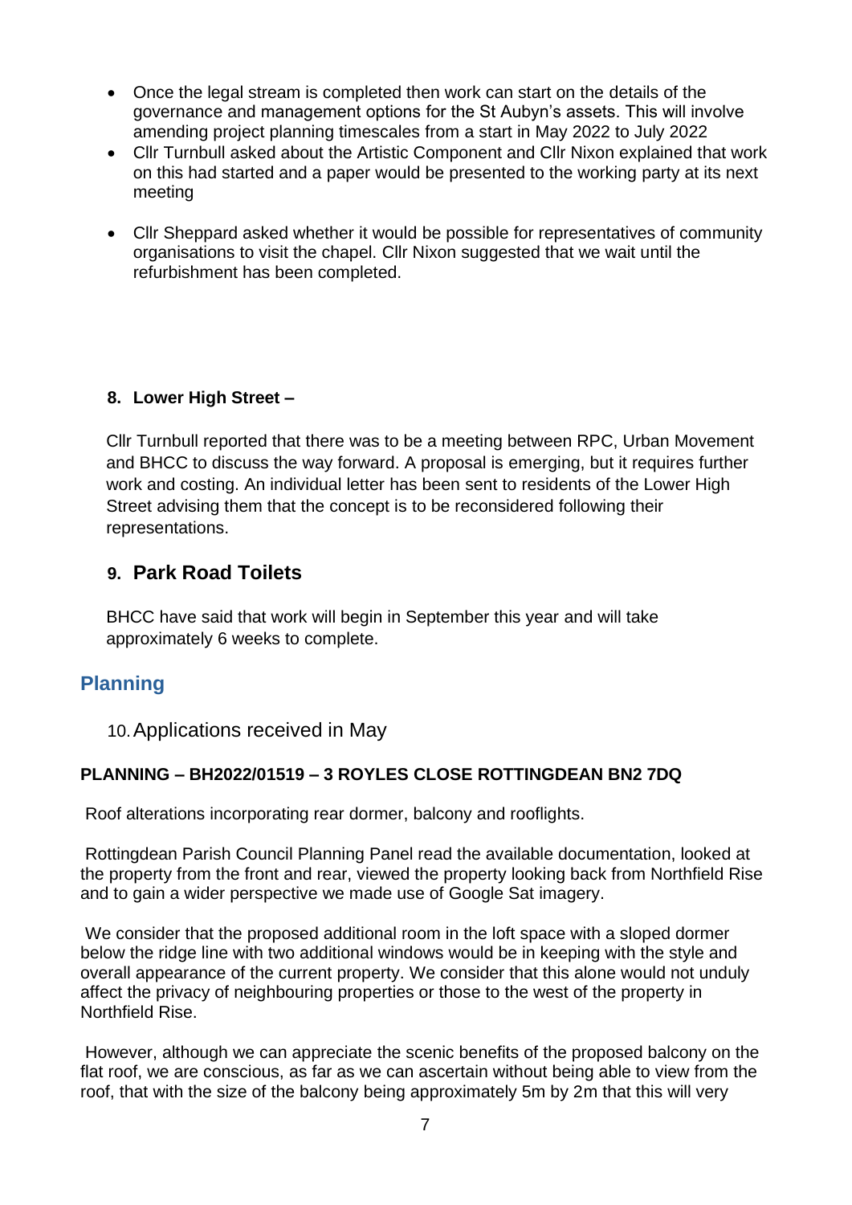- Once the legal stream is completed then work can start on the details of the governance and management options for the St Aubyn's assets. This will involve amending project planning timescales from a start in May 2022 to July 2022
- Cllr Turnbull asked about the Artistic Component and Cllr Nixon explained that work on this had started and a paper would be presented to the working party at its next meeting
- Cllr Sheppard asked whether it would be possible for representatives of community organisations to visit the chapel. Cllr Nixon suggested that we wait until the refurbishment has been completed.

**8. Lower High Street –**

Cllr Turnbull reported that there was to be a meeting between RPC, Urban Movement and BHCC to discuss the way forward. A proposal is emerging, but it requires further work and costing. An individual letter has been sent to residents of the Lower High Street advising them that the concept is to be reconsidered following their representations.

## 9. Park Road Toilets

BHCC have said that work will begin in September this year and will take approximately 6 weeks to complete.

## Planning

10. Applications received in May

**PLANNING – BH2022/01519 – 3 ROYLES CLOSE ROTTINGDEAN BN2 7DQ**

Roof alterations incorporating rear dormer, balcony and rooflights.

Rottingdean Parish Council Planning Panel read the available documentation, looked at the property from the front and rear, viewed the property looking back from Northfield Rise and to gain a wider perspective we made use of Google Sat imagery.

We consider that the proposed additional room in the loft space with a sloped dormer below the ridge line with two additional windows would be in keeping with the style and overall appearance of the current property. We consider that this alone would not unduly affect the privacy of neighbouring properties or those to the west of the property in Northfield Rise.

However, although we can appreciate the scenic benefits of the proposed balcony on the flat roof, we are conscious, as far as we can ascertain without being able to view from the roof, that with the size of the balcony being approximately 5m by 2m that this will very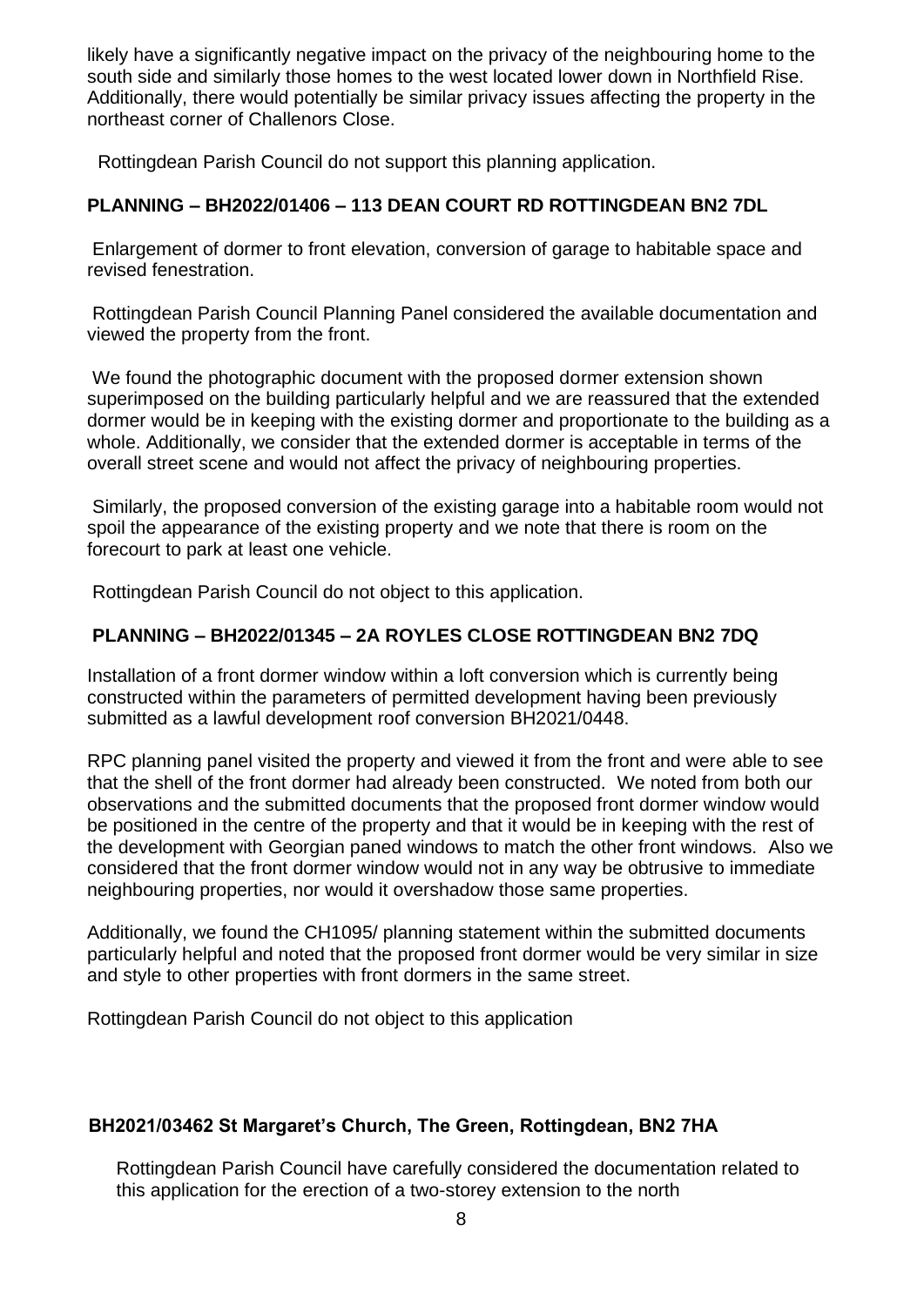likely have a significantly negative impact on the privacy of the neighbouring home to the south side and similarly those homes to the west located lower down in Northfield Rise. Additionally, there would potentially be similar privacy issues affecting the property in the northeast corner of Challenors Close.

Rottingdean Parish Council do not support this planning application.

**PLANNING – BH2022/01406 – 113 DEAN COURT RD ROTTINGDEAN BN2 7DL**

Enlargement of dormer to front elevation, conversion of garage to habitable space and revised fenestration.

Rottingdean Parish Council Planning Panel considered the available documentation and viewed the property from the front.

We found the photographic document with the proposed dormer extension shown superimposed on the building particularly helpful and we are reassured that the extended dormer would be in keeping with the existing dormer and proportionate to the building as a whole. Additionally, we consider that the extended dormer is acceptable in terms of the overall street scene and would not affect the privacy of neighbouring properties.

Similarly, the proposed conversion of the existing garage into a habitable room would not spoil the appearance of the existing property and we note that there is room on the forecourt to park at least one vehicle.

Rottingdean Parish Council do not object to this application.

**PLANNING – BH2022/01345 – 2A ROYLES CLOSE ROTTINGDEAN BN2 7DQ**

Installation of a front dormer window within a loft conversion which is currently being constructed within the parameters of permitted development having been previously submitted as a lawful development roof conversion BH2021/0448.

RPC planning panel visited the property and viewed it from the front and were able to see that the shell of the front dormer had already been constructed. We noted from both our observations and the submitted documents that the proposed front dormer window would be positioned in the centre of the property and that it would be in keeping with the rest of the development with Georgian paned windows to match the other front windows. Also we considered that the front dormer window would not in any way be obtrusive to immediate neighbouring properties, nor would it overshadow those same properties.

Additionally, we found the CH1095/ planning statement within the submitted documents particularly helpful and noted that the proposed front dormer would be very similar in size and style to other properties with front dormers in the same street.

Rottingdean Parish Council do not object to this application

**BH2021/03462 St Margaret's Church, The Green, Rottingdean, BN2 7HA**

Rottingdean Parish Council have carefully considered the documentation related to this application for the erection of a two-storey extension to the north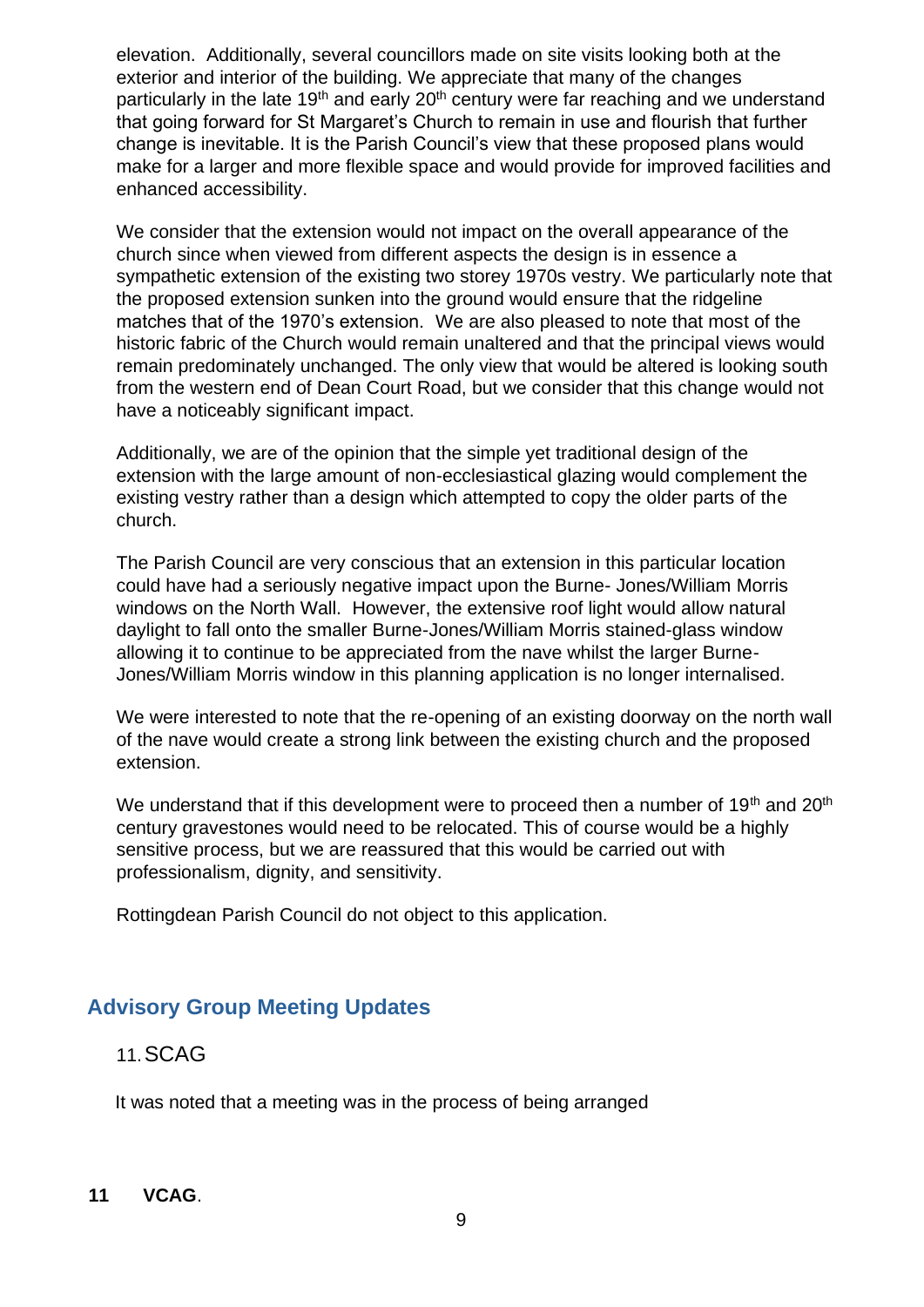elevation. Additionally, several councillors made on site visits looking both at the exterior and interior of the building. We appreciate that many of the changes particularly in the late 19th and early 20th century were far reaching and we understand that going forward for St Margaret's Church to remain in use and flourish that further change is inevitable. It is the Parish Council's view that these proposed plans would make for a larger and more flexible space and would provide for improved facilities and enhanced accessibility.

We consider that the extension would not impact on the overall appearance of the church since when viewed from different aspects the design is in essence a sympathetic extension of the existing two storey 1970s vestry. We particularly note that the proposed extension sunken into the ground would ensure that the ridgeline matches that of the 1970's extension. We are also pleased to note that most of the historic fabric of the Church would remain unaltered and that the principal views would remain predominately unchanged. The only view that would be altered is looking south from the western end of Dean Court Road, but we consider that this change would not have a noticeably significant impact.

Additionally, we are of the opinion that the simple yet traditional design of the extension with the large amount of non-ecclesiastical glazing would complement the existing vestry rather than a design which attempted to copy the older parts of the church.

The Parish Council are very conscious that an extension in this particular location could have had a seriously negative impact upon the Burne- Jones/William Morris windows on the North Wall. However, the extensive roof light would allow natural daylight to fall onto the smaller Burne-Jones/William Morris stained-glass window allowing it to continue to be appreciated from the nave whilst the larger Burne-Jones/William Morris window in this planning application is no longer internalised.

We were interested to note that the re-opening of an existing doorway on the north wall of the nave would create a strong link between the existing church and the proposed extension.

We understand that if this development were to proceed then a number of 19th and 20th century gravestones would need to be relocated. This of course would be a highly sensitive process, but we are reassured that this would be carried out with professionalism, dignity, and sensitivity.

Rottingdean Parish Council do not object to this application.

## Advisory Group Meeting Updates

### 11. SCAG

It was noted that a meeting was in the process of being arranged

**11 VCAG**.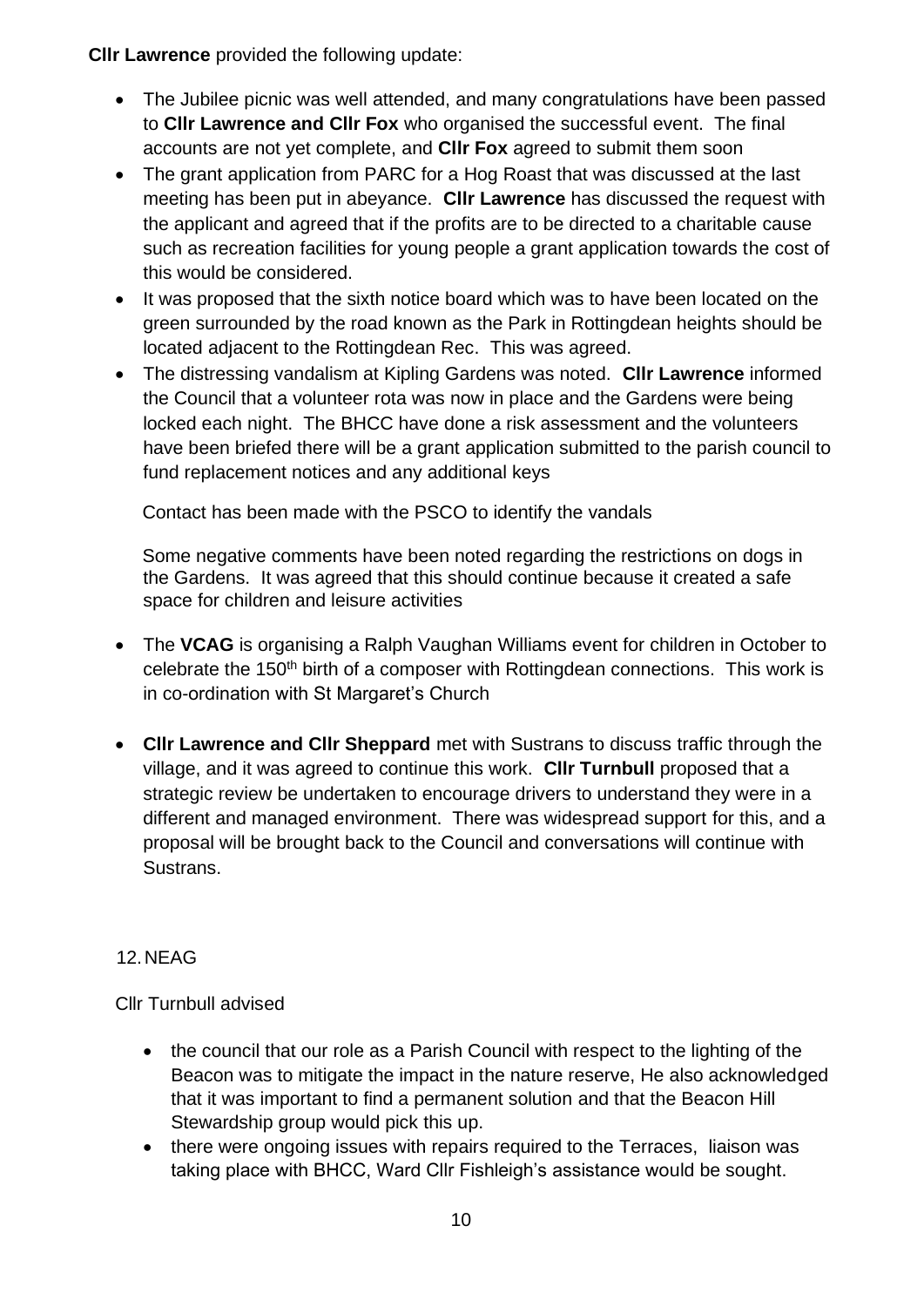**Cllr Lawrence** provided the following update:

- The Jubilee picnic was well attended, and many congratulations have been passed to **Cllr Lawrence and Cllr Fox** who organised the successful event. The final accounts are not yet complete, and **Cllr Fox** agreed to submit them soon
- The grant application from PARC for a Hog Roast that was discussed at the last meeting has been put in abeyance. **Cllr Lawrence** has discussed the request with the applicant and agreed that if the profits are to be directed to a charitable cause such as recreation facilities for young people a grant application towards the cost of this would be considered.
- It was proposed that the sixth notice board which was to have been located on the green surrounded by the road known as the Park in Rottingdean heights should be located adjacent to the Rottingdean Rec. This was agreed.
- The distressing vandalism at Kipling Gardens was noted. **Cllr Lawrence** informed the Council that a volunteer rota was now in place and the Gardens were being locked each night. The BHCC have done a risk assessment and the volunteers have been briefed there will be a grant application submitted to the parish council to fund replacement notices and any additional keys

  Contact has been made with the PSCO to identify the vandals

  Some negative comments have been noted regarding the restrictions on dogs in the Gardens. It was agreed that this should continue because it created a safe space for children and leisure activities

- The **VCAG** is organising a Ralph Vaughan Williams event for children in October to celebrate the 150th birth of a composer with Rottingdean connections. This work is in co-ordination with St Margaret's Church

- **Cllr Lawrence and Cllr Sheppard** met with Sustrans to discuss traffic through the village, and it was agreed to continue this work. **Cllr Turnbull** proposed that a strategic review be undertaken to encourage drivers to understand they were in a different and managed environment. There was widespread support for this, and a proposal will be brought back to the Council and conversations will continue with Sustrans.

12. NEAG

Cllr Turnbull advised

- the council that our role as a Parish Council with respect to the lighting of the Beacon was to mitigate the impact in the nature reserve, He also acknowledged that it was important to find a permanent solution and that the Beacon Hill Stewardship group would pick this up.
- there were ongoing issues with repairs required to the Terraces, liaison was taking place with BHCC, Ward Cllr Fishleigh's assistance would be sought.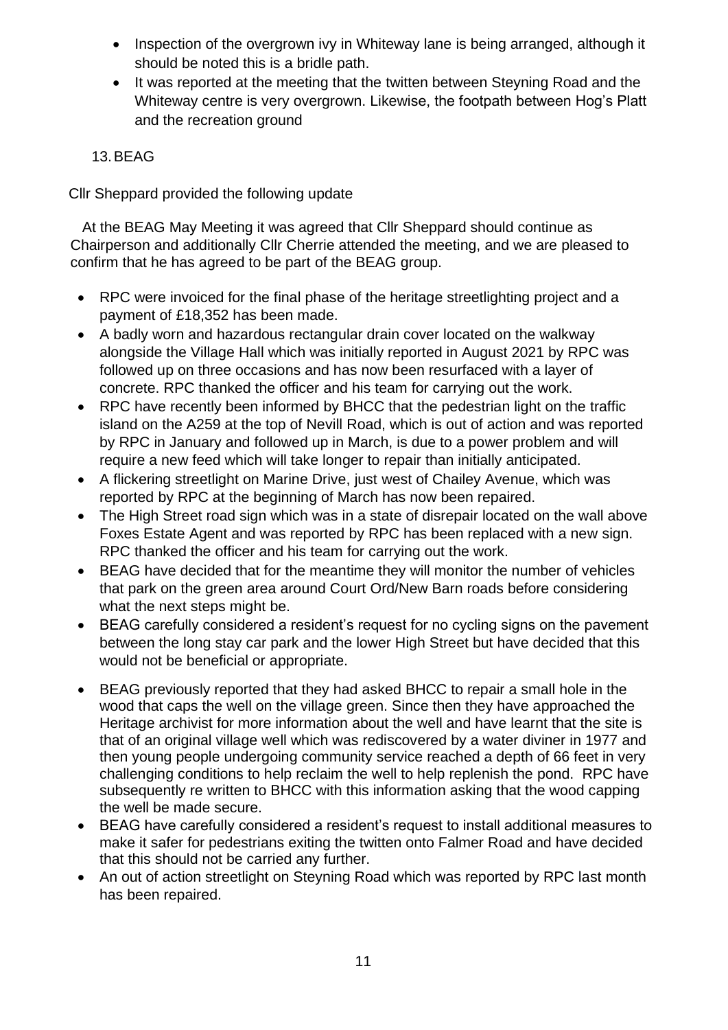- Inspection of the overgrown ivy in Whiteway lane is being arranged, although it should be noted this is a bridle path.
- It was reported at the meeting that the twitten between Steyning Road and the Whiteway centre is very overgrown. Likewise, the footpath between Hog's Platt and the recreation ground

13. BEAG

Cllr Sheppard provided the following update

At the BEAG May Meeting it was agreed that Cllr Sheppard should continue as Chairperson and additionally Cllr Cherrie attended the meeting, and we are pleased to confirm that he has agreed to be part of the BEAG group.

- RPC were invoiced for the final phase of the heritage streetlighting project and a payment of £18,352 has been made.
- A badly worn and hazardous rectangular drain cover located on the walkway alongside the Village Hall which was initially reported in August 2021 by RPC was followed up on three occasions and has now been resurfaced with a layer of concrete. RPC thanked the officer and his team for carrying out the work.
- RPC have recently been informed by BHCC that the pedestrian light on the traffic island on the A259 at the top of Nevill Road, which is out of action and was reported by RPC in January and followed up in March, is due to a power problem and will require a new feed which will take longer to repair than initially anticipated.
- A flickering streetlight on Marine Drive, just west of Chailey Avenue, which was reported by RPC at the beginning of March has now been repaired.
- The High Street road sign which was in a state of disrepair located on the wall above Foxes Estate Agent and was reported by RPC has been replaced with a new sign. RPC thanked the officer and his team for carrying out the work.
- BEAG have decided that for the meantime they will monitor the number of vehicles that park on the green area around Court Ord/New Barn roads before considering what the next steps might be.
- BEAG carefully considered a resident's request for no cycling signs on the pavement between the long stay car park and the lower High Street but have decided that this would not be beneficial or appropriate.
- BEAG previously reported that they had asked BHCC to repair a small hole in the wood that caps the well on the village green. Since then they have approached the Heritage archivist for more information about the well and have learnt that the site is that of an original village well which was rediscovered by a water diviner in 1977 and then young people undergoing community service reached a depth of 66 feet in very challenging conditions to help reclaim the well to help replenish the pond. RPC have subsequently re written to BHCC with this information asking that the wood capping the well be made secure.
- BEAG have carefully considered a resident's request to install additional measures to make it safer for pedestrians exiting the twitten onto Falmer Road and have decided that this should not be carried any further.
- An out of action streetlight on Steyning Road which was reported by RPC last month has been repaired.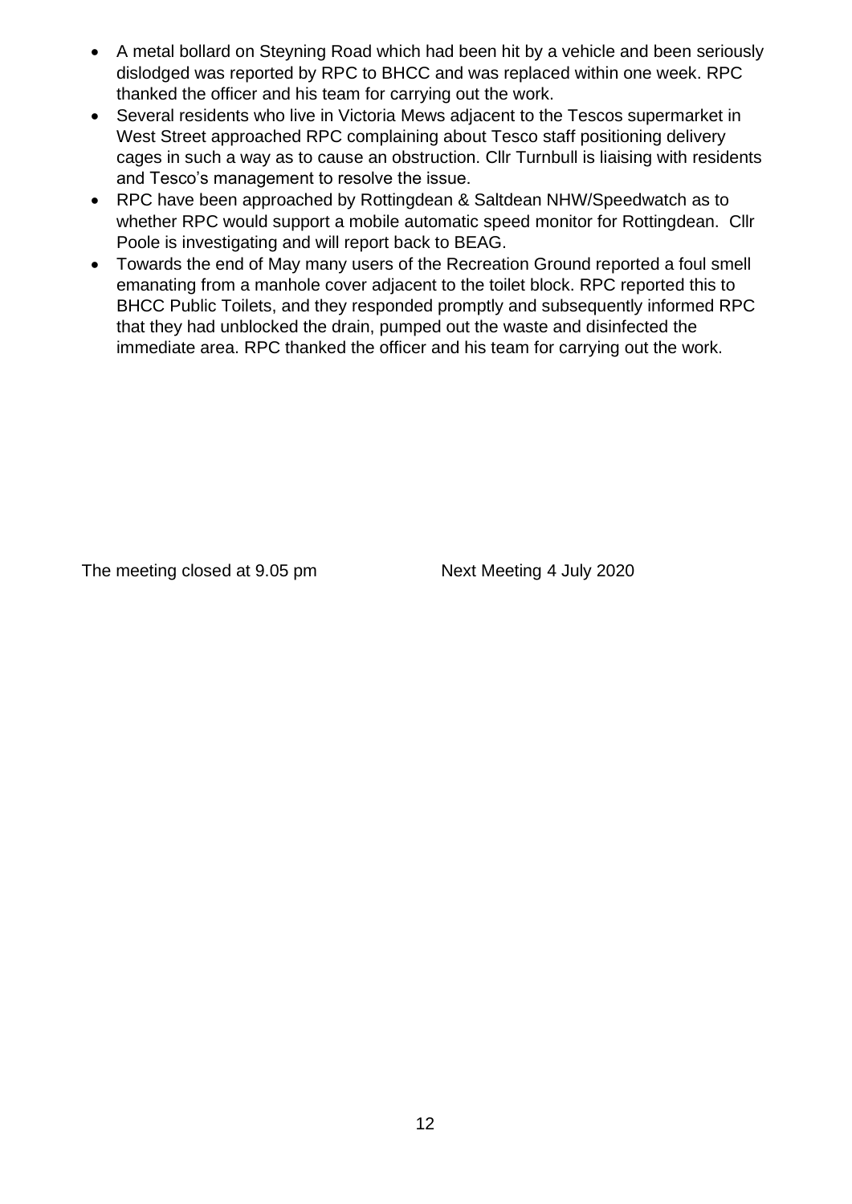- A metal bollard on Steyning Road which had been hit by a vehicle and been seriously dislodged was reported by RPC to BHCC and was replaced within one week. RPC thanked the officer and his team for carrying out the work.
- Several residents who live in Victoria Mews adjacent to the Tescos supermarket in West Street approached RPC complaining about Tesco staff positioning delivery cages in such a way as to cause an obstruction. Cllr Turnbull is liaising with residents and Tesco's management to resolve the issue.
- RPC have been approached by Rottingdean & Saltdean NHW/Speedwatch as to whether RPC would support a mobile automatic speed monitor for Rottingdean. Cllr Poole is investigating and will report back to BEAG.
- Towards the end of May many users of the Recreation Ground reported a foul smell emanating from a manhole cover adjacent to the toilet block. RPC reported this to BHCC Public Toilets, and they responded promptly and subsequently informed RPC that they had unblocked the drain, pumped out the waste and disinfected the immediate area. RPC thanked the officer and his team for carrying out the work.

The meeting closed at 9.05 pm Next Meeting 4 July 2020